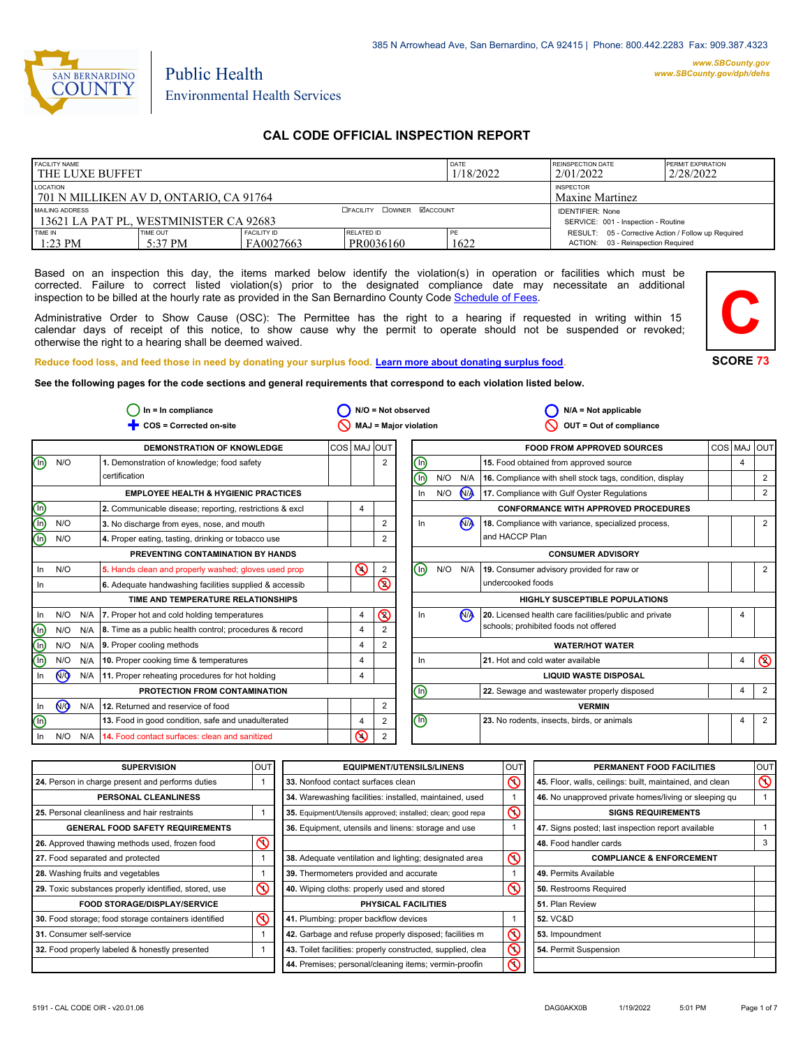385 N Arrowhead Ave, San Bernardino, CA 92415 | Phone: 800.442.2283 Fax: 909.387.4323

www.SBCounty.gov
www.SBCounty.gov/dph/dehs

SAN BERNARDINO COUNTY

Public Health
Environmental Health Services

# CAL CODE OFFICIAL INSPECTION REPORT

| FACILITY NAME | | | | DATE | REINSPECTION DATE | PERMIT EXPIRATION |
|---|---|---|---|---|---|---|
| THE LUXE BUFFET | | | | 1/18/2022 | 2/01/2022 | 2/28/2022 |
| LOCATION: 701 N MILLIKEN AV D, ONTARIO, CA 91764 | | | | | INSPECTOR: Maxine Martinez | |
| MAILING ADDRESS: 13621 LA PAT PL, WESTMINSTER CA 92683 | | | ☐FACILITY ☐OWNER ☑ACCOUNT | | IDENTIFIER: None; SERVICE: 001 - Inspection - Routine | |
| TIME IN | TIME OUT | FACILITY ID | RELATED ID | PE | RESULT: 05 - Corrective Action / Follow up Required; ACTION: 03 - Reinspection Required | |
| 1:23 PM | 5:37 PM | FA0027663 | PR0036160 | 1622 | | |

Based on an inspection this day, the items marked below identify the violation(s) in operation or facilities which must be corrected. Failure to correct listed violation(s) prior to the designated compliance date may necessitate an additional inspection to be billed at the hourly rate as provided in the San Bernardino County Code Schedule of Fees.

Administrative Order to Show Cause (OSC): The Permittee has the right to a hearing if requested in writing within 15 calendar days of receipt of this notice, to show cause why the permit to operate should not be suspended or revoked; otherwise the right to a hearing shall be deemed waived.

**C**

**SCORE 73**

Reduce food loss, and feed those in need by donating your surplus food. Learn more about donating surplus food.

**See the following pages for the code sections and general requirements that correspond to each violation listed below.**

In = In compliance | N/O = Not observed | N/A = Not applicable
COS = Corrected on-site | MAJ = Major violation | OUT = Out of compliance

| Status | | | Item | COS | MAJ | OUT |
|---|---|---|---|---|---|---|
| **DEMONSTRATION OF KNOWLEDGE** | | | | | | |
| (In) | N/O | | 1. Demonstration of knowledge; food safety certification | | | 2 |
| **EMPLOYEE HEALTH & HYGIENIC PRACTICES** | | | | | | |
| (In) | | | 2. Communicable disease; reporting, restrictions & excl | | 4 | |
| (In) | N/O | | 3. No discharge from eyes, nose, and mouth | | | 2 |
| (In) | N/O | | 4. Proper eating, tasting, drinking or tobacco use | | | 2 |
| **PREVENTING CONTAMINATION BY HANDS** | | | | | | |
| In | N/O | | 5. Hands clean and properly washed; gloves used prop | | ⊘4 | 2 |
| In | | | 6. Adequate handwashing facilities supplied & accessib | | | ⊘2 |
| **TIME AND TEMPERATURE RELATIONSHIPS** | | | | | | |
| In | N/O | N/A | 7. Proper hot and cold holding temperatures | | 4 | ⊘2 |
| (In) | N/O | N/A | 8. Time as a public health control; procedures & record | | 4 | 2 |
| (In) | N/O | N/A | 9. Proper cooling methods | | 4 | 2 |
| (In) | N/O | N/A | 10. Proper cooking time & temperatures | | 4 | |
| In | (N/O) | N/A | 11. Proper reheating procedures for hot holding | | 4 | |
| **PROTECTION FROM CONTAMINATION** | | | | | | |
| In | (N/O) | N/A | 12. Returned and reservice of food | | | 2 |
| (In) | | | 13. Food in good condition, safe and unadulterated | | 4 | 2 |
| In | N/O | N/A | 14. Food contact surfaces: clean and sanitized | | ⊘4 | 2 |
| **FOOD FROM APPROVED SOURCES** | | | | | | |
| (In) | | | 15. Food obtained from approved source | | 4 | |
| (In) | N/O | N/A | 16. Compliance with shell stock tags, condition, display | | | 2 |
| In | N/O | (N/A) | 17. Compliance with Gulf Oyster Regulations | | | 2 |
| **CONFORMANCE WITH APPROVED PROCEDURES** | | | | | | |
| In | | (N/A) | 18. Compliance with variance, specialized process, and HACCP Plan | | | 2 |
| **CONSUMER ADVISORY** | | | | | | |
| (In) | N/O | N/A | 19. Consumer advisory provided for raw or undercooked foods | | | 2 |
| **HIGHLY SUSCEPTIBLE POPULATIONS** | | | | | | |
| In | | (N/A) | 20. Licensed health care facilities/public and private schools; prohibited foods not offered | | 4 | |
| **WATER/HOT WATER** | | | | | | |
| In | | | 21. Hot and cold water available | | 4 | ⊘2 |
| **LIQUID WASTE DISPOSAL** | | | | | | |
| (In) | | | 22. Sewage and wastewater properly disposed | | 4 | 2 |
| **VERMIN** | | | | | | |
| (In) | | | 23. No rodents, insects, birds, or animals | | 4 | 2 |

| Item | OUT |
|---|---|
| **SUPERVISION** | |
| 24. Person in charge present and performs duties | 1 |
| **PERSONAL CLEANLINESS** | |
| 25. Personal cleanliness and hair restraints | 1 |
| **GENERAL FOOD SAFETY REQUIREMENTS** | |
| 26. Approved thawing methods used, frozen food | ⊘1 |
| 27. Food separated and protected | 1 |
| 28. Washing fruits and vegetables | 1 |
| 29. Toxic substances properly identified, stored, use | ⊘1 |
| **FOOD STORAGE/DISPLAY/SERVICE** | |
| 30. Food storage; food storage containers identified | ⊘1 |
| 31. Consumer self-service | 1 |
| 32. Food properly labeled & honestly presented | 1 |
| **EQUIPMENT/UTENSILS/LINENS** | |
| 33. Nonfood contact surfaces clean | ⊘1 |
| 34. Warewashing facilities: installed, maintained, used | 1 |
| 35. Equipment/Utensils approved; installed; clean; good repa | ⊘1 |
| 36. Equipment, utensils and linens: storage and use | 1 |
| 38. Adequate ventilation and lighting; designated area | ⊘1 |
| 39. Thermometers provided and accurate | 1 |
| 40. Wiping cloths: properly used and stored | ⊘1 |
| **PHYSICAL FACILITIES** | |
| 41. Plumbing: proper backflow devices | 1 |
| 42. Garbage and refuse properly disposed; facilities m | ⊘1 |
| 43. Toilet facilities: properly constructed, supplied, clea | ⊘1 |
| 44. Premises; personal/cleaning items; vermin-proofin | ⊘1 |
| **PERMANENT FOOD FACILITIES** | |
| 45. Floor, walls, ceilings: built, maintained, and clean | ⊘1 |
| 46. No unapproved private homes/living or sleeping qu | 1 |
| **SIGNS REQUIREMENTS** | |
| 47. Signs posted; last inspection report available | 1 |
| 48. Food handler cards | 3 |
| **COMPLIANCE & ENFORCEMENT** | |
| 49. Permits Available | |
| 50. Restrooms Required | |
| 51. Plan Review | |
| 52. VC&D | |
| 53. Impoundment | |
| 54. Permit Suspension | |

5191 - CAL CODE OIR - v20.01.06 DAG0AKX0B 1/19/2022 5:01 PM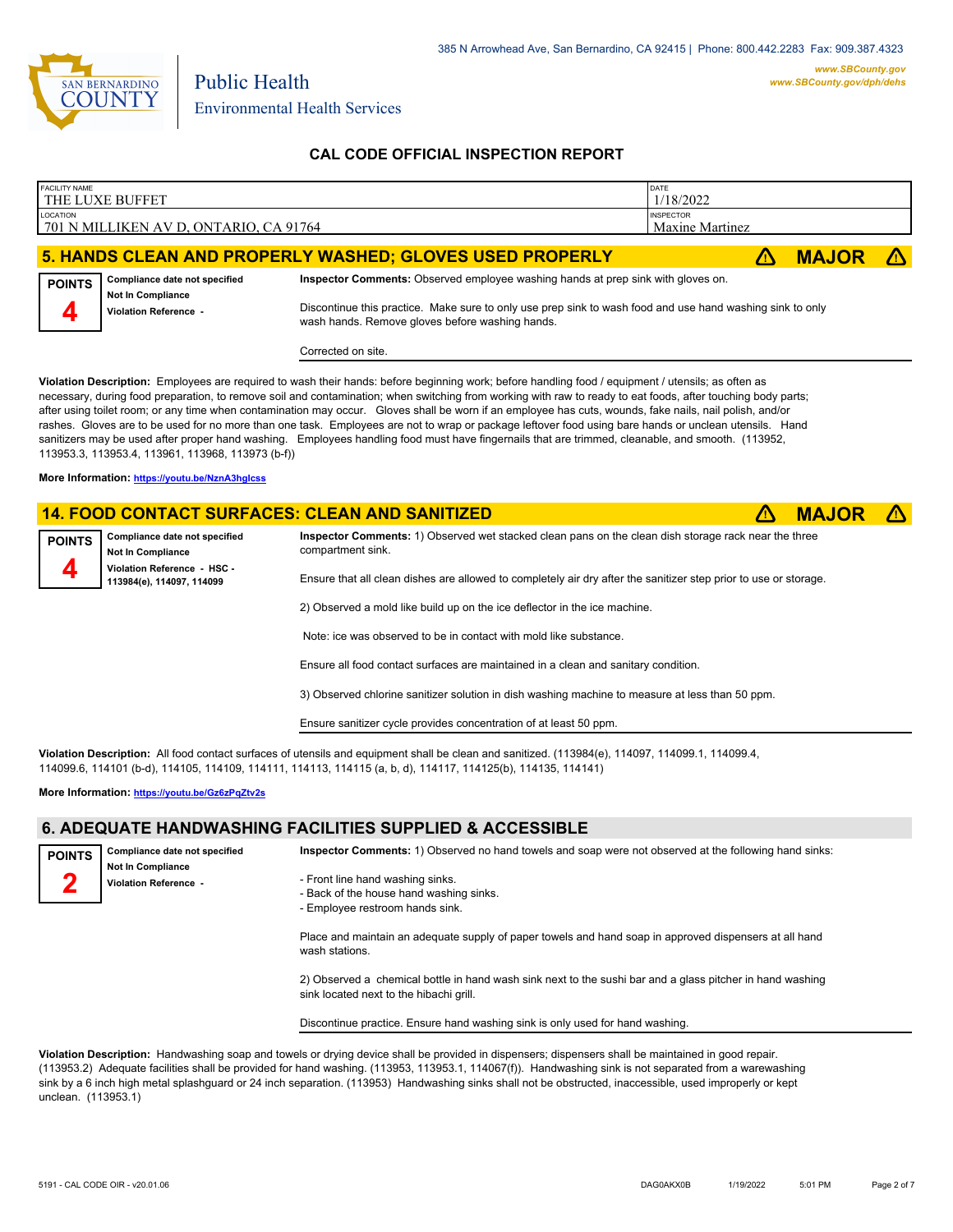## CAL CODE OFFICIAL INSPECTION REPORT

| FACILITY NAME | DATE |
|---|---|
| THE LUXE BUFFET | 1/18/2022 |
| **LOCATION** | **INSPECTOR** |
| 701 N MILLIKEN AV D, ONTARIO, CA 91764 | Maxine Martinez |

## 5. HANDS CLEAN AND PROPERLY WASHED; GLOVES USED PROPERLY — ⚠ MAJOR ⚠

**POINTS 4**

**Compliance date not specified**
**Not In Compliance**
**Violation Reference -**

**Inspector Comments:** Observed employee washing hands at prep sink with gloves on.

Discontinue this practice. Make sure to only use prep sink to wash food and use hand washing sink to only wash hands. Remove gloves before washing hands.

Corrected on site.

**Violation Description:** Employees are required to wash their hands: before beginning work; before handling food / equipment / utensils; as often as necessary, during food preparation, to remove soil and contamination; when switching from working with raw to ready to eat foods, after touching body parts; after using toilet room; or any time when contamination may occur. Gloves shall be worn if an employee has cuts, wounds, fake nails, nail polish, and/or rashes. Gloves are to be used for no more than one task. Employees are not to wrap or package leftover food using bare hands or unclean utensils. Hand sanitizers may be used after proper hand washing. Employees handling food must have fingernails that are trimmed, cleanable, and smooth. (113952, 113953.3, 113953.4, 113961, 113968, 113973 (b-f))

**More Information:** https://youtu.be/NznA3hglcss

## 14. FOOD CONTACT SURFACES: CLEAN AND SANITIZED — ⚠ MAJOR ⚠

**POINTS 4**

**Compliance date not specified**
**Not In Compliance**
**Violation Reference - HSC - 113984(e), 114097, 114099**

**Inspector Comments:** 1) Observed wet stacked clean pans on the clean dish storage rack near the three compartment sink.

Ensure that all clean dishes are allowed to completely air dry after the sanitizer step prior to use or storage.

2) Observed a mold like build up on the ice deflector in the ice machine.

Note: ice was observed to be in contact with mold like substance.

Ensure all food contact surfaces are maintained in a clean and sanitary condition.

3) Observed chlorine sanitizer solution in dish washing machine to measure at less than 50 ppm.

Ensure sanitizer cycle provides concentration of at least 50 ppm.

**Violation Description:** All food contact surfaces of utensils and equipment shall be clean and sanitized. (113984(e), 114097, 114099.1, 114099.4, 114099.6, 114101 (b-d), 114105, 114109, 114111, 114113, 114115 (a, b, d), 114117, 114125(b), 114135, 114141)

**More Information:** https://youtu.be/Gz6zPqZtv2s

## 6. ADEQUATE HANDWASHING FACILITIES SUPPLIED & ACCESSIBLE

**POINTS 2**

**Compliance date not specified**
**Not In Compliance**
**Violation Reference -**

**Inspector Comments:** 1) Observed no hand towels and soap were not observed at the following hand sinks:

- Front line hand washing sinks.
- Back of the house hand washing sinks.
- Employee restroom hands sink.

Place and maintain an adequate supply of paper towels and hand soap in approved dispensers at all hand wash stations.

2) Observed a chemical bottle in hand wash sink next to the sushi bar and a glass pitcher in hand washing sink located next to the hibachi grill.

Discontinue practice. Ensure hand washing sink is only used for hand washing.

**Violation Description:** Handwashing soap and towels or drying device shall be provided in dispensers; dispensers shall be maintained in good repair. (113953.2) Adequate facilities shall be provided for hand washing. (113953, 113953.1, 114067(f)). Handwashing sink is not separated from a warewashing sink by a 6 inch high metal splashguard or 24 inch separation. (113953) Handwashing sinks shall not be obstructed, inaccessible, used improperly or kept unclean. (113953.1)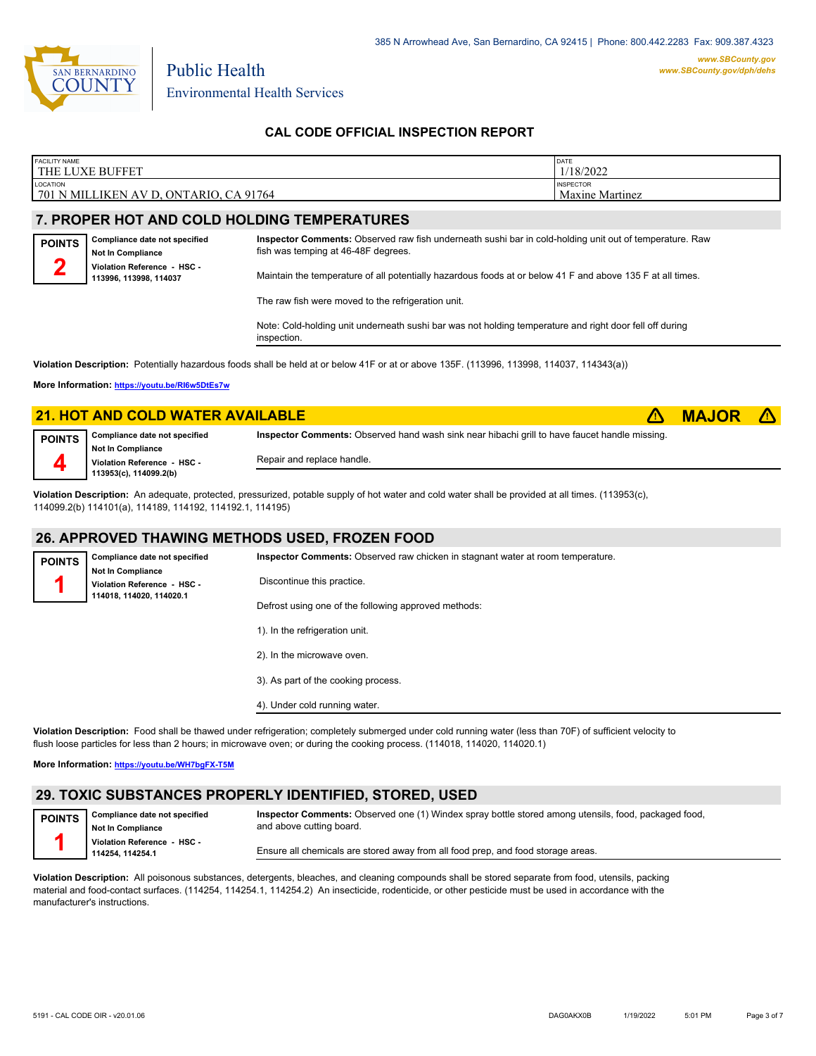385 N Arrowhead Ave, San Bernardino, CA 92415 | Phone: 800.442.2283 Fax: 909.387.4323

www.SBCounty.gov
www.SBCounty.gov/dph/dehs

SAN BERNARDINO COUNTY

Public Health
Environmental Health Services

## CAL CODE OFFICIAL INSPECTION REPORT

| FACILITY NAME | DATE |
|---|---|
| THE LUXE BUFFET | 1/18/2022 |
| **LOCATION** | **INSPECTOR** |
| 701 N MILLIKEN AV D, ONTARIO, CA 91764 | Maxine Martinez |

## 7. PROPER HOT AND COLD HOLDING TEMPERATURES

**POINTS** 2

**Compliance date not specified**
**Not In Compliance**
**Violation Reference - HSC - 113996, 113998, 114037**

**Inspector Comments:** Observed raw fish underneath sushi bar in cold-holding unit out of temperature. Raw fish was temping at 46-48F degrees.

Maintain the temperature of all potentially hazardous foods at or below 41 F and above 135 F at all times.

The raw fish were moved to the refrigeration unit.

Note: Cold-holding unit underneath sushi bar was not holding temperature and right door fell off during inspection.

**Violation Description:** Potentially hazardous foods shall be held at or below 41F or at or above 135F. (113996, 113998, 114037, 114343(a))

**More Information:** https://youtu.be/RI6w5DtEs7w

## 21. HOT AND COLD WATER AVAILABLE ⚠ MAJOR ⚠

**POINTS** 4

**Compliance date not specified**
**Not In Compliance**
**Violation Reference - HSC - 113953(c), 114099.2(b)**

**Inspector Comments:** Observed hand wash sink near hibachi grill to have faucet handle missing.

Repair and replace handle.

**Violation Description:** An adequate, protected, pressurized, potable supply of hot water and cold water shall be provided at all times. (113953(c), 114099.2(b) 114101(a), 114189, 114192, 114192.1, 114195)

## 26. APPROVED THAWING METHODS USED, FROZEN FOOD

**POINTS** 1

**Compliance date not specified**
**Not In Compliance**
**Violation Reference - HSC - 114018, 114020, 114020.1**

**Inspector Comments:** Observed raw chicken in stagnant water at room temperature.

Discontinue this practice.

Defrost using one of the following approved methods:

1). In the refrigeration unit.

2). In the microwave oven.

3). As part of the cooking process.

4). Under cold running water.

**Violation Description:** Food shall be thawed under refrigeration; completely submerged under cold running water (less than 70F) of sufficient velocity to flush loose particles for less than 2 hours; in microwave oven; or during the cooking process. (114018, 114020, 114020.1)

**More Information:** https://youtu.be/WH7bgFX-T5M

## 29. TOXIC SUBSTANCES PROPERLY IDENTIFIED, STORED, USED

**POINTS** 1

**Compliance date not specified**
**Not In Compliance**
**Violation Reference - HSC - 114254, 114254.1**

**Inspector Comments:** Observed one (1) Windex spray bottle stored among utensils, food, packaged food, and above cutting board.

Ensure all chemicals are stored away from all food prep, and food storage areas.

**Violation Description:** All poisonous substances, detergents, bleaches, and cleaning compounds shall be stored separate from food, utensils, packing material and food-contact surfaces. (114254, 114254.1, 114254.2) An insecticide, rodenticide, or other pesticide must be used in accordance with the manufacturer's instructions.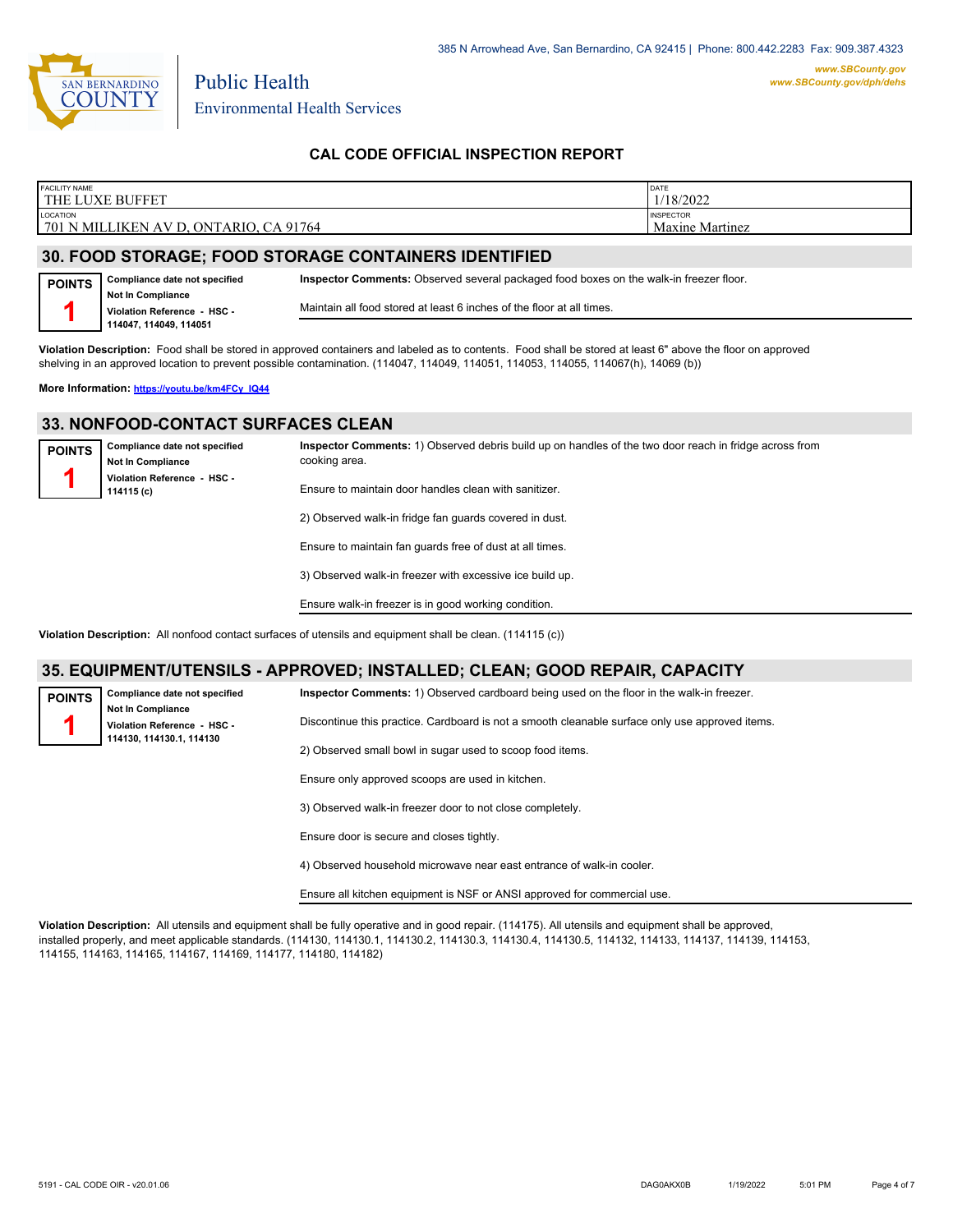385 N Arrowhead Ave, San Bernardino, CA 92415 | Phone: 800.442.2283 Fax: 909.387.4323

Public Health
Environmental Health Services

www.SBCounty.gov
www.SBCounty.gov/dph/dehs

## CAL CODE OFFICIAL INSPECTION REPORT

| FACILITY NAME | DATE |
|---|---|
| THE LUXE BUFFET | 1/18/2022 |
| **LOCATION** | **INSPECTOR** |
| 701 N MILLIKEN AV D, ONTARIO, CA 91764 | Maxine Martinez |

## 30. FOOD STORAGE; FOOD STORAGE CONTAINERS IDENTIFIED

**POINTS** 1

**Compliance date not specified**
**Not In Compliance**
**Violation Reference - HSC - 114047, 114049, 114051**

**Inspector Comments:** Observed several packaged food boxes on the walk-in freezer floor.

Maintain all food stored at least 6 inches of the floor at all times.

**Violation Description:** Food shall be stored in approved containers and labeled as to contents. Food shall be stored at least 6" above the floor on approved shelving in an approved location to prevent possible contamination. (114047, 114049, 114051, 114053, 114055, 114067(h), 14069 (b))

**More Information:** https://youtu.be/km4FCy_IQ44

## 33. NONFOOD-CONTACT SURFACES CLEAN

**POINTS** 1

**Compliance date not specified**
**Not In Compliance**
**Violation Reference - HSC - 114115 (c)**

**Inspector Comments:** 1) Observed debris build up on handles of the two door reach in fridge across from cooking area.

Ensure to maintain door handles clean with sanitizer.

2) Observed walk-in fridge fan guards covered in dust.

Ensure to maintain fan guards free of dust at all times.

3) Observed walk-in freezer with excessive ice build up.

Ensure walk-in freezer is in good working condition.

**Violation Description:** All nonfood contact surfaces of utensils and equipment shall be clean. (114115 (c))

## 35. EQUIPMENT/UTENSILS - APPROVED; INSTALLED; CLEAN; GOOD REPAIR, CAPACITY

**POINTS** 1

**Compliance date not specified**
**Not In Compliance**
**Violation Reference - HSC - 114130, 114130.1, 114130**

**Inspector Comments:** 1) Observed cardboard being used on the floor in the walk-in freezer.

Discontinue this practice. Cardboard is not a smooth cleanable surface only use approved items.

2) Observed small bowl in sugar used to scoop food items.

Ensure only approved scoops are used in kitchen.

3) Observed walk-in freezer door to not close completely.

Ensure door is secure and closes tightly.

4) Observed household microwave near east entrance of walk-in cooler.

Ensure all kitchen equipment is NSF or ANSI approved for commercial use.

**Violation Description:** All utensils and equipment shall be fully operative and in good repair. (114175). All utensils and equipment shall be approved, installed properly, and meet applicable standards. (114130, 114130.1, 114130.2, 114130.3, 114130.4, 114130.5, 114132, 114133, 114137, 114139, 114153, 114155, 114163, 114165, 114167, 114169, 114177, 114180, 114182)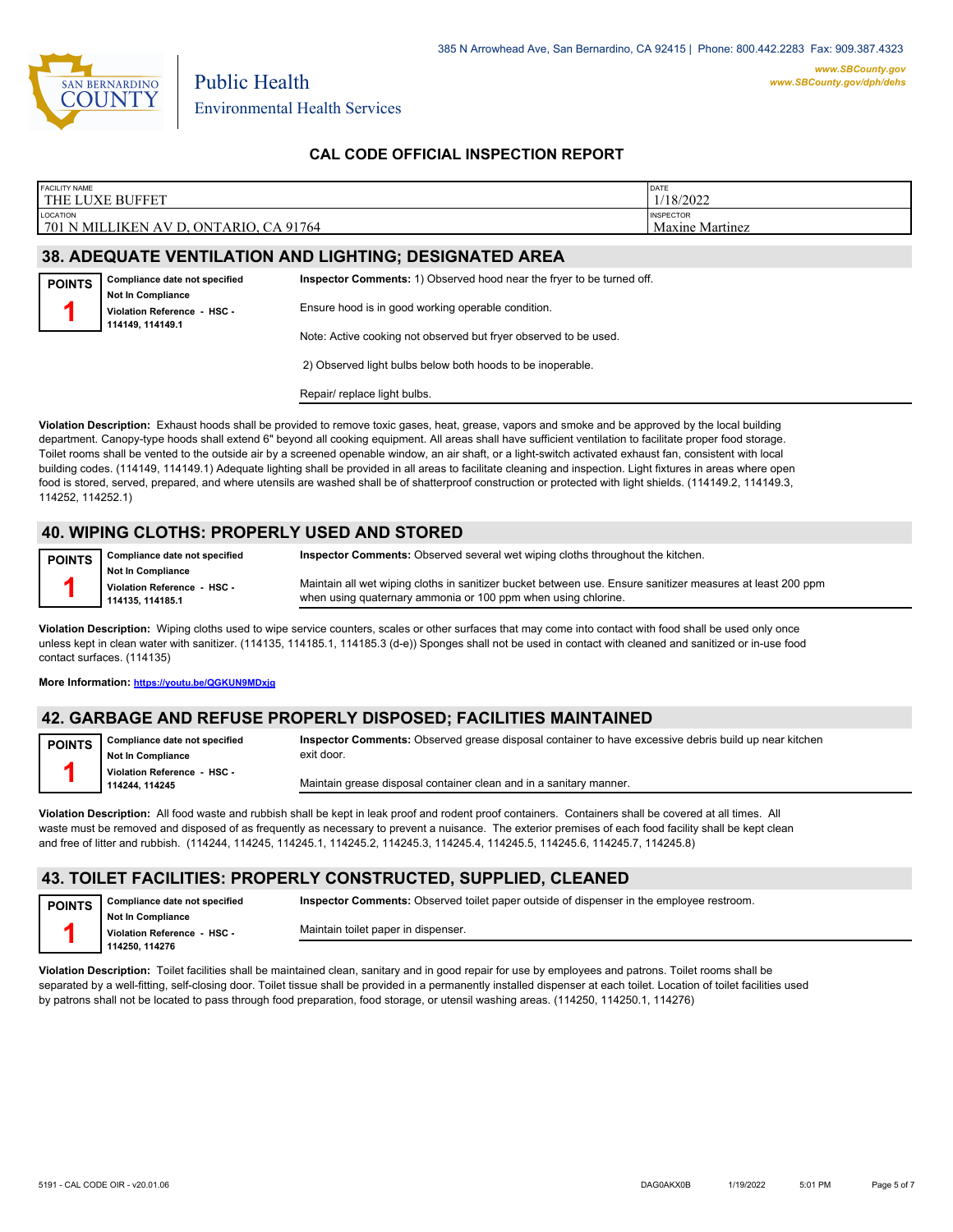385 N Arrowhead Ave, San Bernardino, CA 92415 | Phone: 800.442.2283 Fax: 909.387.4323

SAN BERNARDINO COUNTY

Public Health
Environmental Health Services

www.SBCounty.gov
www.SBCounty.gov/dph/dehs

## CAL CODE OFFICIAL INSPECTION REPORT

| FACILITY NAME | DATE |
|---|---|
| THE LUXE BUFFET | 1/18/2022 |
| **LOCATION** | **INSPECTOR** |
| 701 N MILLIKEN AV D, ONTARIO, CA 91764 | Maxine Martinez |

## 38. ADEQUATE VENTILATION AND LIGHTING; DESIGNATED AREA

**POINTS** 1

**Compliance date not specified**
**Not In Compliance**
**Violation Reference - HSC - 114149, 114149.1**

**Inspector Comments:** 1) Observed hood near the fryer to be turned off.

Ensure hood is in good working operable condition.

Note: Active cooking not observed but fryer observed to be used.

2) Observed light bulbs below both hoods to be inoperable.

Repair/ replace light bulbs.

**Violation Description:** Exhaust hoods shall be provided to remove toxic gases, heat, grease, vapors and smoke and be approved by the local building department. Canopy-type hoods shall extend 6" beyond all cooking equipment. All areas shall have sufficient ventilation to facilitate proper food storage. Toilet rooms shall be vented to the outside air by a screened openable window, an air shaft, or a light-switch activated exhaust fan, consistent with local building codes. (114149, 114149.1) Adequate lighting shall be provided in all areas to facilitate cleaning and inspection. Light fixtures in areas where open food is stored, served, prepared, and where utensils are washed shall be of shatterproof construction or protected with light shields. (114149.2, 114149.3, 114252, 114252.1)

## 40. WIPING CLOTHS: PROPERLY USED AND STORED

**POINTS** 1

**Compliance date not specified**
**Not In Compliance**
**Violation Reference - HSC - 114135, 114185.1**

**Inspector Comments:** Observed several wet wiping cloths throughout the kitchen.

Maintain all wet wiping cloths in sanitizer bucket between use. Ensure sanitizer measures at least 200 ppm when using quaternary ammonia or 100 ppm when using chlorine.

**Violation Description:** Wiping cloths used to wipe service counters, scales or other surfaces that may come into contact with food shall be used only once unless kept in clean water with sanitizer. (114135, 114185.1, 114185.3 (d-e)) Sponges shall not be used in contact with cleaned and sanitized or in-use food contact surfaces. (114135)

**More Information:** https://youtu.be/QGKUN9MDxjg

## 42. GARBAGE AND REFUSE PROPERLY DISPOSED; FACILITIES MAINTAINED

**POINTS** 1

**Compliance date not specified**
**Not In Compliance**
**Violation Reference - HSC - 114244, 114245**

**Inspector Comments:** Observed grease disposal container to have excessive debris build up near kitchen exit door.

Maintain grease disposal container clean and in a sanitary manner.

**Violation Description:** All food waste and rubbish shall be kept in leak proof and rodent proof containers. Containers shall be covered at all times. All waste must be removed and disposed of as frequently as necessary to prevent a nuisance. The exterior premises of each food facility shall be kept clean and free of litter and rubbish. (114244, 114245, 114245.1, 114245.2, 114245.3, 114245.4, 114245.5, 114245.6, 114245.7, 114245.8)

## 43. TOILET FACILITIES: PROPERLY CONSTRUCTED, SUPPLIED, CLEANED

**POINTS** 1

**Compliance date not specified**
**Not In Compliance**
**Violation Reference - HSC - 114250, 114276**

**Inspector Comments:** Observed toilet paper outside of dispenser in the employee restroom.

Maintain toilet paper in dispenser.

**Violation Description:** Toilet facilities shall be maintained clean, sanitary and in good repair for use by employees and patrons. Toilet rooms shall be separated by a well-fitting, self-closing door. Toilet tissue shall be provided in a permanently installed dispenser at each toilet. Location of toilet facilities used by patrons shall not be located to pass through food preparation, food storage, or utensil washing areas. (114250, 114250.1, 114276)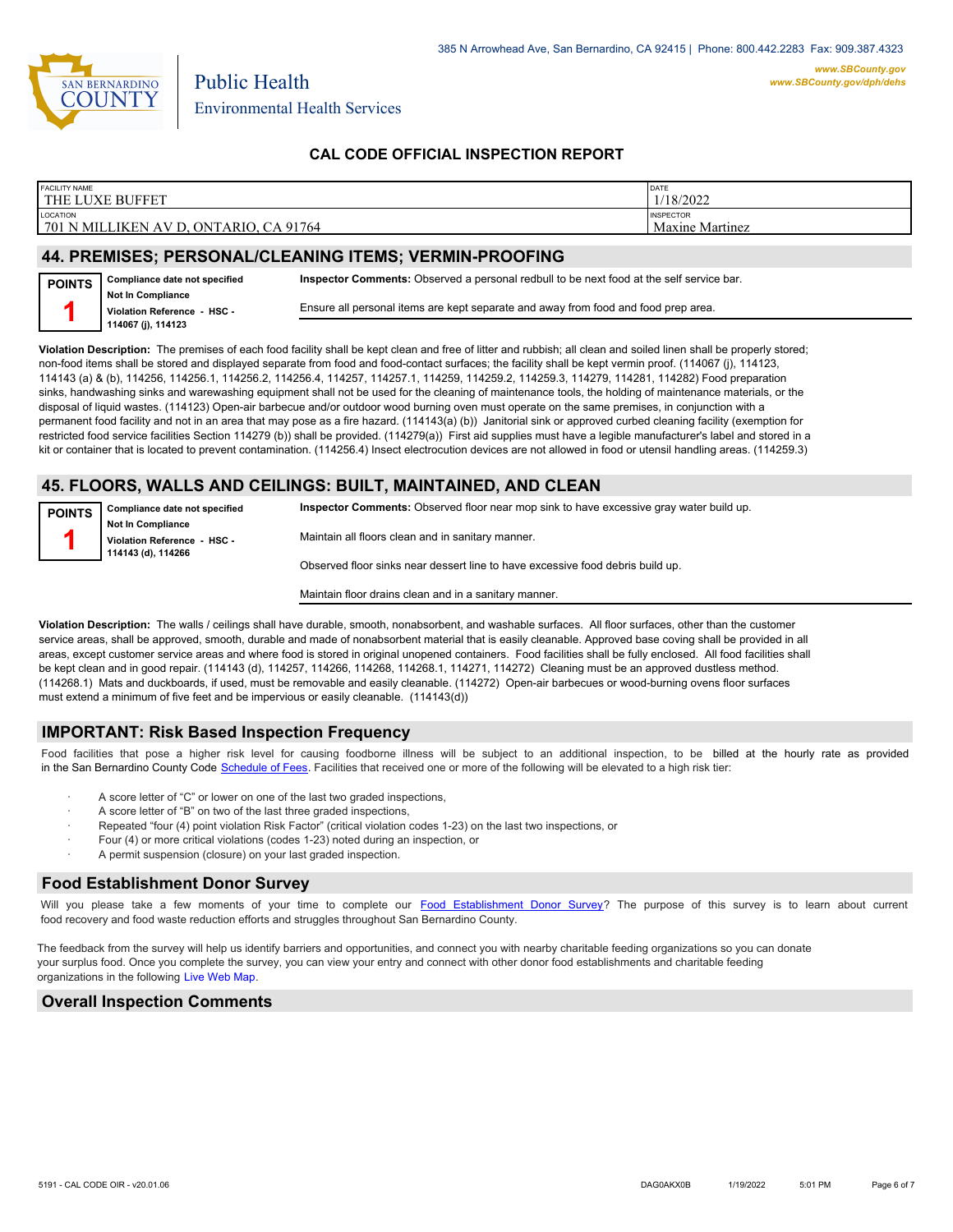385 N Arrowhead Ave, San Bernardino, CA 92415 | Phone: 800.442.2283 Fax: 909.387.4323

**www.SBCounty.gov**
**www.SBCounty.gov/dph/dehs**

Public Health
Environmental Health Services

## CAL CODE OFFICIAL INSPECTION REPORT

| FACILITY NAME | DATE |
|---|---|
| THE LUXE BUFFET | 1/18/2022 |
| LOCATION | INSPECTOR |
| 701 N MILLIKEN AV D, ONTARIO, CA 91764 | Maxine Martinez |

## 44. PREMISES; PERSONAL/CLEANING ITEMS; VERMIN-PROOFING

**POINTS**
**1**

**Compliance date not specified**
**Not In Compliance**
**Violation Reference - HSC - 114067 (j), 114123**

**Inspector Comments:** Observed a personal redbull to be next food at the self service bar.

Ensure all personal items are kept separate and away from food and food prep area.

**Violation Description:** The premises of each food facility shall be kept clean and free of litter and rubbish; all clean and soiled linen shall be properly stored; non-food items shall be stored and displayed separate from food and food-contact surfaces; the facility shall be kept vermin proof. (114067 (j), 114123, 114143 (a) & (b), 114256, 114256.1, 114256.2, 114256.4, 114257, 114257.1, 114259, 114259.2, 114259.3, 114279, 114281, 114282) Food preparation sinks, handwashing sinks and warewashing equipment shall not be used for the cleaning of maintenance tools, the holding of maintenance materials, or the disposal of liquid wastes. (114123) Open-air barbecue and/or outdoor wood burning oven must operate on the same premises, in conjunction with a permanent food facility and not in an area that may pose as a fire hazard. (114143(a) (b)) Janitorial sink or approved curbed cleaning facility (exemption for restricted food service facilities Section 114279 (b)) shall be provided. (114279(a)) First aid supplies must have a legible manufacturer's label and stored in a kit or container that is located to prevent contamination. (114256.4) Insect electrocution devices are not allowed in food or utensil handling areas. (114259.3)

## 45. FLOORS, WALLS AND CEILINGS: BUILT, MAINTAINED, AND CLEAN

**POINTS**
**1**

**Compliance date not specified**
**Not In Compliance**
**Violation Reference - HSC - 114143 (d), 114266**

**Inspector Comments:** Observed floor near mop sink to have excessive gray water build up.

Maintain all floors clean and in sanitary manner.

Observed floor sinks near dessert line to have excessive food debris build up.

Maintain floor drains clean and in a sanitary manner.

**Violation Description:** The walls / ceilings shall have durable, smooth, nonabsorbent, and washable surfaces. All floor surfaces, other than the customer service areas, shall be approved, smooth, durable and made of nonabsorbent material that is easily cleanable. Approved base coving shall be provided in all areas, except customer service areas and where food is stored in original unopened containers. Food facilities shall be fully enclosed. All food facilities shall be kept clean and in good repair. (114143 (d), 114257, 114266, 114268, 114268.1, 114271, 114272) Cleaning must be an approved dustless method. (114268.1) Mats and duckboards, if used, must be removable and easily cleanable. (114272) Open-air barbecues or wood-burning ovens floor surfaces must extend a minimum of five feet and be impervious or easily cleanable. (114143(d))

## IMPORTANT: Risk Based Inspection Frequency

Food facilities that pose a higher risk level for causing foodborne illness will be subject to an additional inspection, to be billed at the hourly rate as provided in the San Bernardino County Code Schedule of Fees. Facilities that received one or more of the following will be elevated to a high risk tier:

- A score letter of "C" or lower on one of the last two graded inspections,
- A score letter of "B" on two of the last three graded inspections,
- Repeated "four (4) point violation Risk Factor" (critical violation codes 1-23) on the last two inspections, or
- Four (4) or more critical violations (codes 1-23) noted during an inspection, or
- A permit suspension (closure) on your last graded inspection.

## Food Establishment Donor Survey

Will you please take a few moments of your time to complete our Food Establishment Donor Survey? The purpose of this survey is to learn about current food recovery and food waste reduction efforts and struggles throughout San Bernardino County.

The feedback from the survey will help us identify barriers and opportunities, and connect you with nearby charitable feeding organizations so you can donate your surplus food. Once you complete the survey, you can view your entry and connect with other donor food establishments and charitable feeding organizations in the following Live Web Map.

## Overall Inspection Comments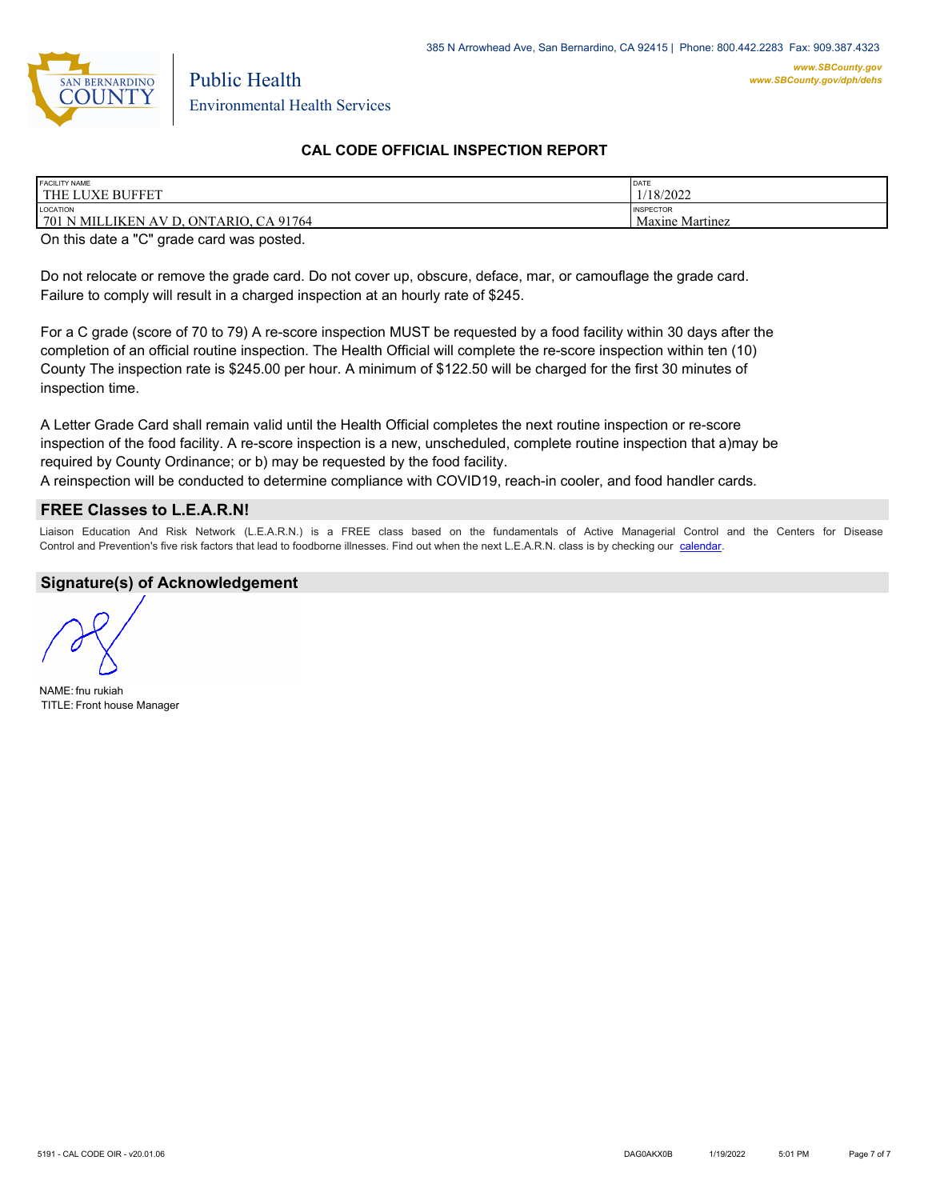385 N Arrowhead Ave, San Bernardino, CA 92415 | Phone: 800.442.2283 Fax: 909.387.4323

www.SBCounty.gov
www.SBCounty.gov/dph/dehs

SAN BERNARDINO COUNTY

Public Health
Environmental Health Services

# CAL CODE OFFICIAL INSPECTION REPORT

| FACILITY NAME | DATE |
|---|---|
| THE LUXE BUFFET | 1/18/2022 |
| **LOCATION** | **INSPECTOR** |
| 701 N MILLIKEN AV D, ONTARIO, CA 91764 | Maxine Martinez |

On this date a "C" grade card was posted.

Do not relocate or remove the grade card. Do not cover up, obscure, deface, mar, or camouflage the grade card. Failure to comply will result in a charged inspection at an hourly rate of $245.

For a C grade (score of 70 to 79) A re-score inspection MUST be requested by a food facility within 30 days after the completion of an official routine inspection. The Health Official will complete the re-score inspection within ten (10) County The inspection rate is $245.00 per hour. A minimum of $122.50 will be charged for the first 30 minutes of inspection time.

A Letter Grade Card shall remain valid until the Health Official completes the next routine inspection or re-score inspection of the food facility. A re-score inspection is a new, unscheduled, complete routine inspection that a)may be required by County Ordinance; or b) may be requested by the food facility.
A reinspection will be conducted to determine compliance with COVID19, reach-in cooler, and food handler cards.

## FREE Classes to L.E.A.R.N!

Liaison Education And Risk Network (L.E.A.R.N.) is a FREE class based on the fundamentals of Active Managerial Control and the Centers for Disease Control and Prevention's five risk factors that lead to foodborne illnesses. Find out when the next L.E.A.R.N. class is by checking our calendar.

## Signature(s) of Acknowledgement

NAME: fnu rukiah
TITLE: Front house Manager

5191 - CAL CODE OIR - v20.01.06 DAG0AKX0B 1/19/2022 5:01 PM